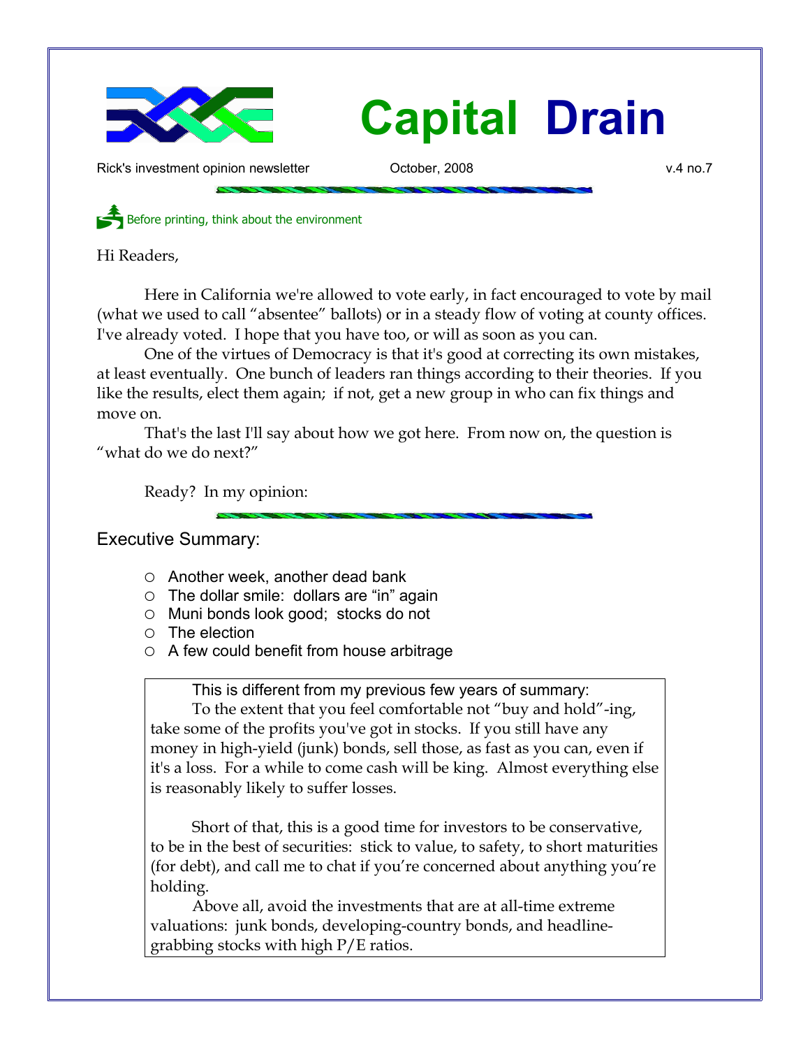# Capital Drain

Rick's investment opinion newsletter — October, 2008 — v.4 no.7

Before printing, think about the environment

Hi Readers,

Here in California we're allowed to vote early, in fact encouraged to vote by mail (what we used to call "absentee" ballots) or in a steady flow of voting at county offices. I've already voted. I hope that you have too, or will as soon as you can.

One of the virtues of Democracy is that it's good at correcting its own mistakes, at least eventually. One bunch of leaders ran things according to their theories. If you like the results, elect them again; if not, get a new group in who can fix things and move on.

That's the last I'll say about how we got here. From now on, the question is "what do we do next?"

Ready? In my opinion:

## Executive Summary:

- Another week, another dead bank
- The dollar smile: dollars are "in" again
- Muni bonds look good; stocks do not
- The election
- A few could benefit from house arbitrage

> This is different from my previous few years of summary:
>
> To the extent that you feel comfortable not "buy and hold"-ing, take some of the profits you've got in stocks. If you still have any money in high-yield (junk) bonds, sell those, as fast as you can, even if it's a loss. For a while to come cash will be king. Almost everything else is reasonably likely to suffer losses.
>
> Short of that, this is a good time for investors to be conservative, to be in the best of securities: stick to value, to safety, to short maturities (for debt), and call me to chat if you're concerned about anything you're holding.
>
> Above all, avoid the investments that are at all-time extreme valuations: junk bonds, developing-country bonds, and headline-grabbing stocks with high P/E ratios.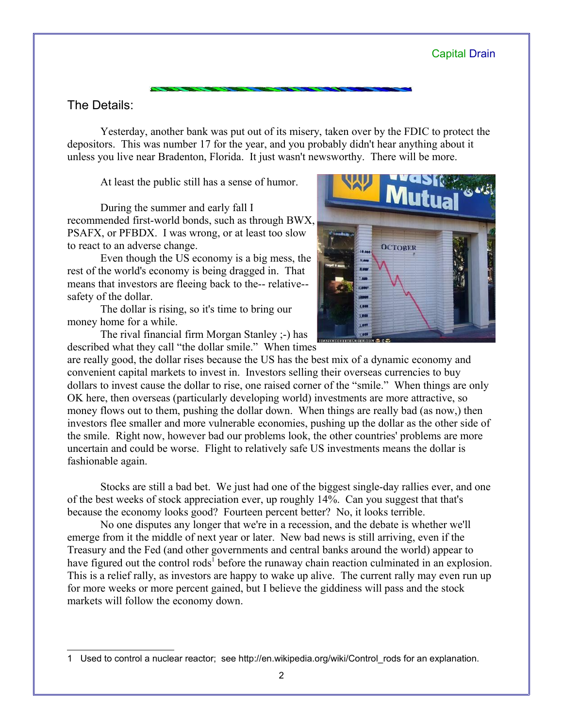## The Details:

Yesterday, another bank was put out of its misery, taken over by the FDIC to protect the depositors. This was number 17 for the year, and you probably didn't hear anything about it unless you live near Bradenton, Florida. It just wasn't newsworthy. There will be more.

At least the public still has a sense of humor.

During the summer and early fall I recommended first-world bonds, such as through BWX, PSAFX, or PFBDX. I was wrong, or at least too slow to react to an adverse change.

Even though the US economy is a big mess, the rest of the world's economy is being dragged in. That means that investors are fleeing back to the-- relative-- safety of the dollar.

The dollar is rising, so it's time to bring our money home for a while.

The rival financial firm Morgan Stanley ;-) has described what they call "the dollar smile." When times are really good, the dollar rises because the US has the best mix of a dynamic economy and convenient capital markets to invest in. Investors selling their overseas currencies to buy dollars to invest cause the dollar to rise, one raised corner of the "smile." When things are only OK here, then overseas (particularly developing world) investments are more attractive, so money flows out to them, pushing the dollar down. When things are really bad (as now,) then investors flee smaller and more vulnerable economies, pushing up the dollar as the other side of the smile. Right now, however bad our problems look, the other countries' problems are more uncertain and could be worse. Flight to relatively safe US investments means the dollar is fashionable again.

Stocks are still a bad bet. We just had one of the biggest single-day rallies ever, and one of the best weeks of stock appreciation ever, up roughly 14%. Can you suggest that that's because the economy looks good? Fourteen percent better? No, it looks terrible.

No one disputes any longer that we're in a recession, and the debate is whether we'll emerge from it the middle of next year or later. New bad news is still arriving, even if the Treasury and the Fed (and other governments and central banks around the world) appear to have figured out the control rods[1] before the runaway chain reaction culminated in an explosion. This is a relief rally, as investors are happy to wake up alive. The current rally may even run up for more weeks or more percent gained, but I believe the giddiness will pass and the stock markets will follow the economy down.

---

1 Used to control a nuclear reactor; see http://en.wikipedia.org/wiki/Control_rods for an explanation.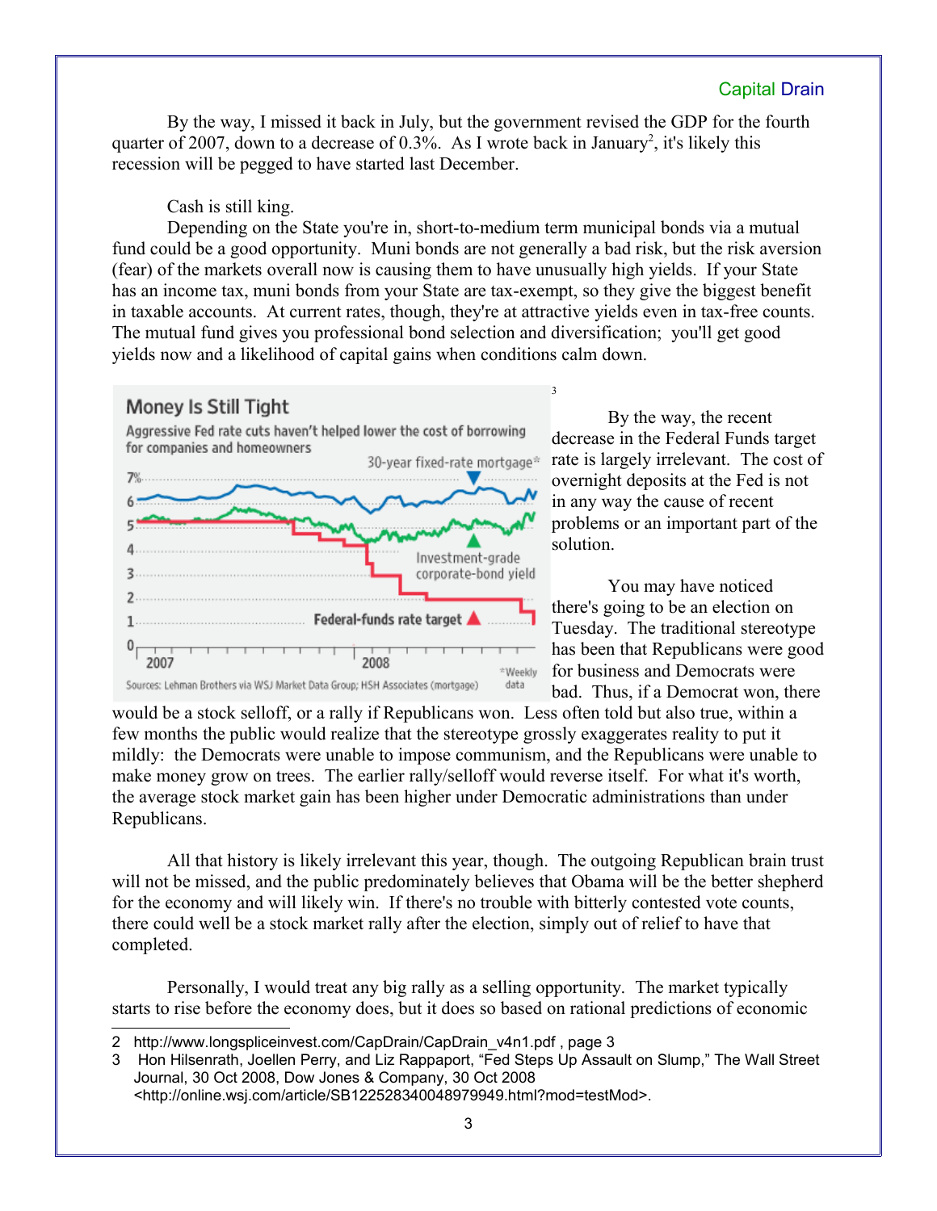By the way, I missed it back in July, but the government revised the GDP for the fourth quarter of 2007, down to a decrease of 0.3%. As I wrote back in January[2], it's likely this recession will be pegged to have started last December.

Cash is still king.

Depending on the State you're in, short-to-medium term municipal bonds via a mutual fund could be a good opportunity. Muni bonds are not generally a bad risk, but the risk aversion (fear) of the markets overall now is causing them to have unusually high yields. If your State has an income tax, muni bonds from your State are tax-exempt, so they give the biggest benefit in taxable accounts. At current rates, though, they're at attractive yields even in tax-free counts. The mutual fund gives you professional bond selection and diversification; you'll get good yields now and a likelihood of capital gains when conditions calm down.

[3]

By the way, the recent decrease in the Federal Funds target rate is largely irrelevant. The cost of overnight deposits at the Fed is not in any way the cause of recent problems or an important part of the solution.

You may have noticed there's going to be an election on Tuesday. The traditional stereotype has been that Republicans were good for business and Democrats were bad. Thus, if a Democrat won, there would be a stock selloff, or a rally if Republicans won. Less often told but also true, within a few months the public would realize that the stereotype grossly exaggerates reality to put it mildly: the Democrats were unable to impose communism, and the Republicans were unable to make money grow on trees. The earlier rally/selloff would reverse itself. For what it's worth, the average stock market gain has been higher under Democratic administrations than under Republicans.

All that history is likely irrelevant this year, though. The outgoing Republican brain trust will not be missed, and the public predominately believes that Obama will be the better shepherd for the economy and will likely win. If there's no trouble with bitterly contested vote counts, there could well be a stock market rally after the election, simply out of relief to have that completed.

Personally, I would treat any big rally as a selling opportunity. The market typically starts to rise before the economy does, but it does so based on rational predictions of economic

---

2 http://www.longspliceinvest.com/CapDrain/CapDrain_v4n1.pdf , page 3

3 Hon Hilsenrath, Joellen Perry, and Liz Rappaport, "Fed Steps Up Assault on Slump," The Wall Street Journal, 30 Oct 2008, Dow Jones & Company, 30 Oct 2008 <http://online.wsj.com/article/SB122528340048979949.html?mod=testMod>.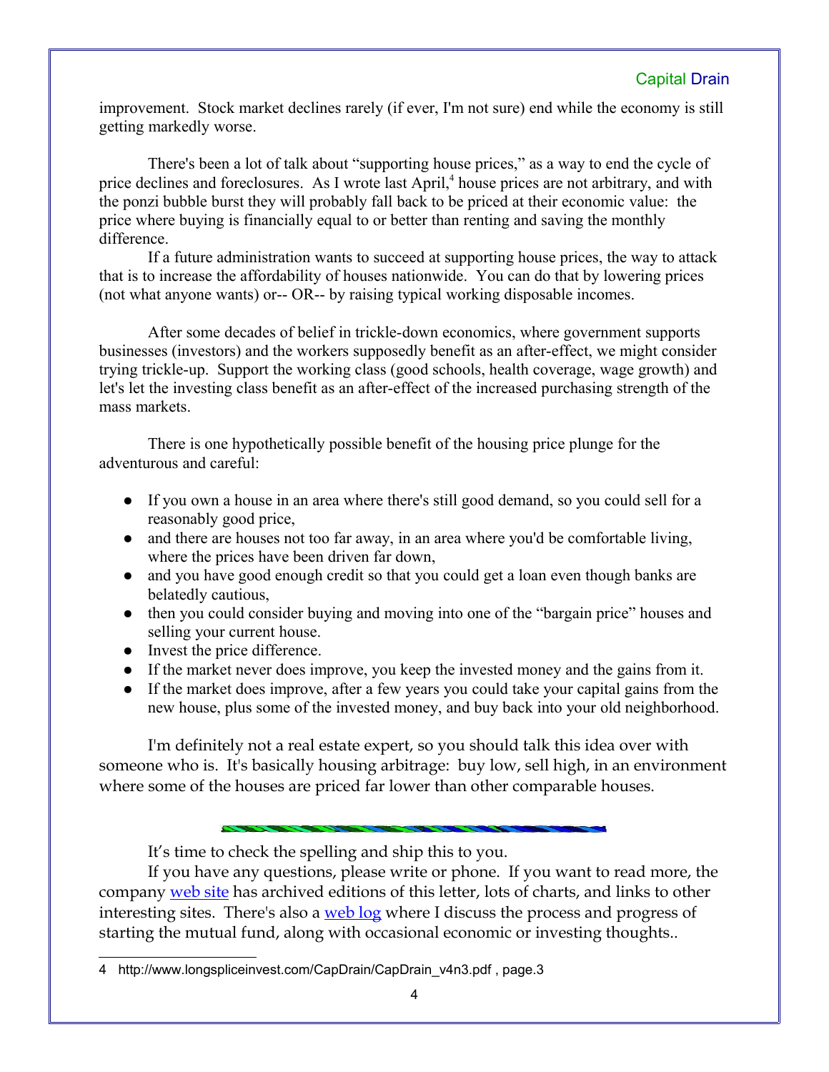improvement. Stock market declines rarely (if ever, I'm not sure) end while the economy is still getting markedly worse.

There's been a lot of talk about "supporting house prices," as a way to end the cycle of price declines and foreclosures. As I wrote last April,[4] house prices are not arbitrary, and with the ponzi bubble burst they will probably fall back to be priced at their economic value: the price where buying is financially equal to or better than renting and saving the monthly difference.

If a future administration wants to succeed at supporting house prices, the way to attack that is to increase the affordability of houses nationwide. You can do that by lowering prices (not what anyone wants) or-- OR-- by raising typical working disposable incomes.

After some decades of belief in trickle-down economics, where government supports businesses (investors) and the workers supposedly benefit as an after-effect, we might consider trying trickle-up. Support the working class (good schools, health coverage, wage growth) and let's let the investing class benefit as an after-effect of the increased purchasing strength of the mass markets.

There is one hypothetically possible benefit of the housing price plunge for the adventurous and careful:

- If you own a house in an area where there's still good demand, so you could sell for a reasonably good price,
- and there are houses not too far away, in an area where you'd be comfortable living, where the prices have been driven far down,
- and you have good enough credit so that you could get a loan even though banks are belatedly cautious,
- then you could consider buying and moving into one of the "bargain price" houses and selling your current house.
- Invest the price difference.
- If the market never does improve, you keep the invested money and the gains from it.
- If the market does improve, after a few years you could take your capital gains from the new house, plus some of the invested money, and buy back into your old neighborhood.

I'm definitely not a real estate expert, so you should talk this idea over with someone who is. It's basically housing arbitrage: buy low, sell high, in an environment where some of the houses are priced far lower than other comparable houses.

---

It's time to check the spelling and ship this to you.

If you have any questions, please write or phone. If you want to read more, the company web site has archived editions of this letter, lots of charts, and links to other interesting sites. There's also a web log where I discuss the process and progress of starting the mutual fund, along with occasional economic or investing thoughts..

---

4 http://www.longspliceinvest.com/CapDrain/CapDrain_v4n3.pdf , page.3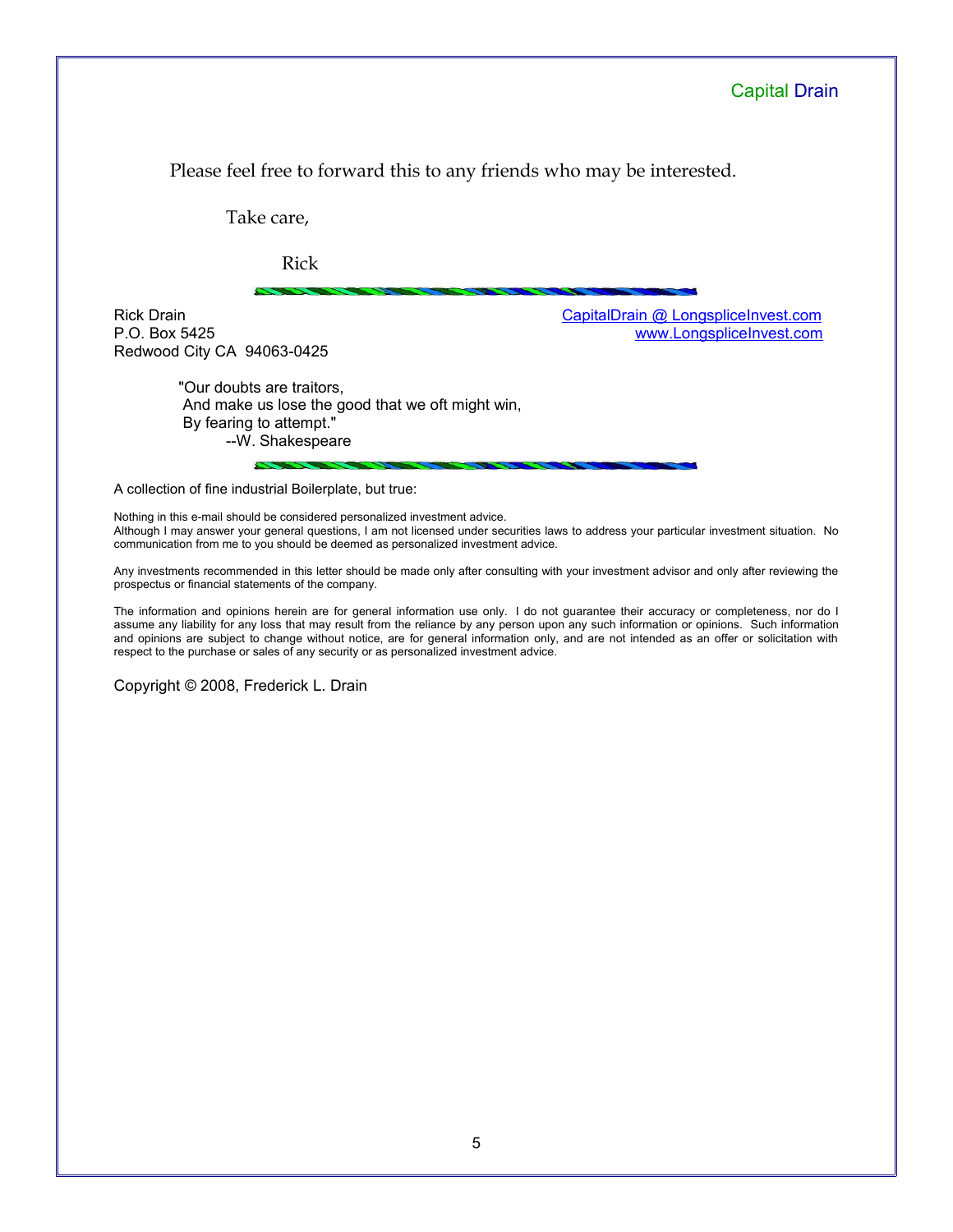Please feel free to forward this to any friends who may be interested.

Take care,

Rick

---

Rick Drain
P.O. Box 5425
Redwood City CA 94063-0425

CapitalDrain @ LongspliceInvest.com
www.LongspliceInvest.com

"Our doubts are traitors,
And make us lose the good that we oft might win,
By fearing to attempt."
--W. Shakespeare

---

A collection of fine industrial Boilerplate, but true:

Nothing in this e-mail should be considered personalized investment advice.
Although I may answer your general questions, I am not licensed under securities laws to address your particular investment situation. No communication from me to you should be deemed as personalized investment advice.

Any investments recommended in this letter should be made only after consulting with your investment advisor and only after reviewing the prospectus or financial statements of the company.

The information and opinions herein are for general information use only. I do not guarantee their accuracy or completeness, nor do I assume any liability for any loss that may result from the reliance by any person upon any such information or opinions. Such information and opinions are subject to change without notice, are for general information only, and are not intended as an offer or solicitation with respect to the purchase or sales of any security or as personalized investment advice.

Copyright © 2008, Frederick L. Drain